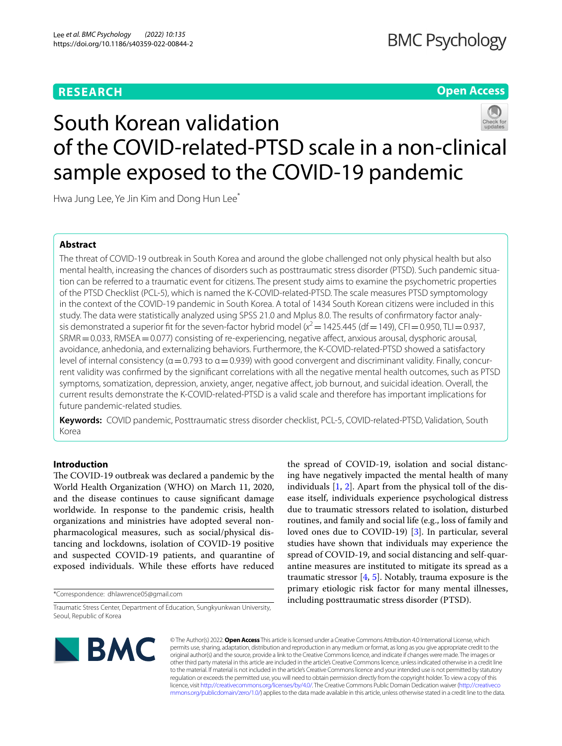# South Korean validation of the COVID-related-PTSD scale in a non-clinical sample exposed to the COVID-19 pandemic

Hwa Jung Lee, Ye Jin Kim and Dong Hun Lee*

## Abstract

The threat of COVID-19 outbreak in South Korea and around the globe challenged not only physical health but also mental health, increasing the chances of disorders such as posttraumatic stress disorder (PTSD). Such pandemic situation can be referred to a traumatic event for citizens. The present study aims to examine the psychometric properties of the PTSD Checklist (PCL-5), which is named the K-COVID-related-PTSD. The scale measures PTSD symptomology in the context of the COVID-19 pandemic in South Korea. A total of 1434 South Korean citizens were included in this study. The data were statistically analyzed using SPSS 21.0 and Mplus 8.0. The results of confirmatory factor analysis demonstrated a superior fit for the seven-factor hybrid model ($\chi^2 = 1425.445$ (df = 149), CFI = 0.950, TLI = 0.937, SRMR = 0.033, RMSEA = 0.077) consisting of re-experiencing, negative affect, anxious arousal, dysphoric arousal, avoidance, anhedonia, and externalizing behaviors. Furthermore, the K-COVID-related-PTSD showed a satisfactory level of internal consistency ($\alpha = 0.793$ to $\alpha = 0.939$) with good convergent and discriminant validity. Finally, concurrent validity was confirmed by the significant correlations with all the negative mental health outcomes, such as PTSD symptoms, somatization, depression, anxiety, anger, negative affect, job burnout, and suicidal ideation. Overall, the current results demonstrate the K-COVID-related-PTSD is a valid scale and therefore has important implications for future pandemic-related studies.

**Keywords:** COVID pandemic, Posttraumatic stress disorder checklist, PCL-5, COVID-related-PTSD, Validation, South Korea

## Introduction

The COVID-19 outbreak was declared a pandemic by the World Health Organization (WHO) on March 11, 2020, and the disease continues to cause significant damage worldwide. In response to the pandemic crisis, health organizations and ministries have adopted several non-pharmacological measures, such as social/physical distancing and lockdowns, isolation of COVID-19 positive and suspected COVID-19 patients, and quarantine of exposed individuals. While these efforts have reduced the spread of COVID-19, isolation and social distancing have negatively impacted the mental health of many individuals [1, 2]. Apart from the physical toll of the disease itself, individuals experience psychological distress due to traumatic stressors related to isolation, disturbed routines, and family and social life (e.g., loss of family and loved ones due to COVID-19) [3]. In particular, several studies have shown that individuals may experience the spread of COVID-19, and social distancing and self-quarantine measures are instituted to mitigate its spread as a traumatic stressor [4, 5]. Notably, trauma exposure is the primary etiologic risk factor for many mental illnesses, including posttraumatic stress disorder (PTSD).

*Correspondence: dhlawrence05@gmail.com

Traumatic Stress Center, Department of Education, Sungkyunkwan University, Seoul, Republic of Korea

© The Author(s) 2022. **Open Access** This article is licensed under a Creative Commons Attribution 4.0 International License, which permits use, sharing, adaptation, distribution and reproduction in any medium or format, as long as you give appropriate credit to the original author(s) and the source, provide a link to the Creative Commons licence, and indicate if changes were made. The images or other third party material in this article are included in the article's Creative Commons licence, unless indicated otherwise in a credit line to the material. If material is not included in the article's Creative Commons licence and your intended use is not permitted by statutory regulation or exceeds the permitted use, you will need to obtain permission directly from the copyright holder. To view a copy of this licence, visit http://creativecommons.org/licenses/by/4.0/. The Creative Commons Public Domain Dedication waiver (http://creativecommons.org/publicdomain/zero/1.0/) applies to the data made available in this article, unless otherwise stated in a credit line to the data.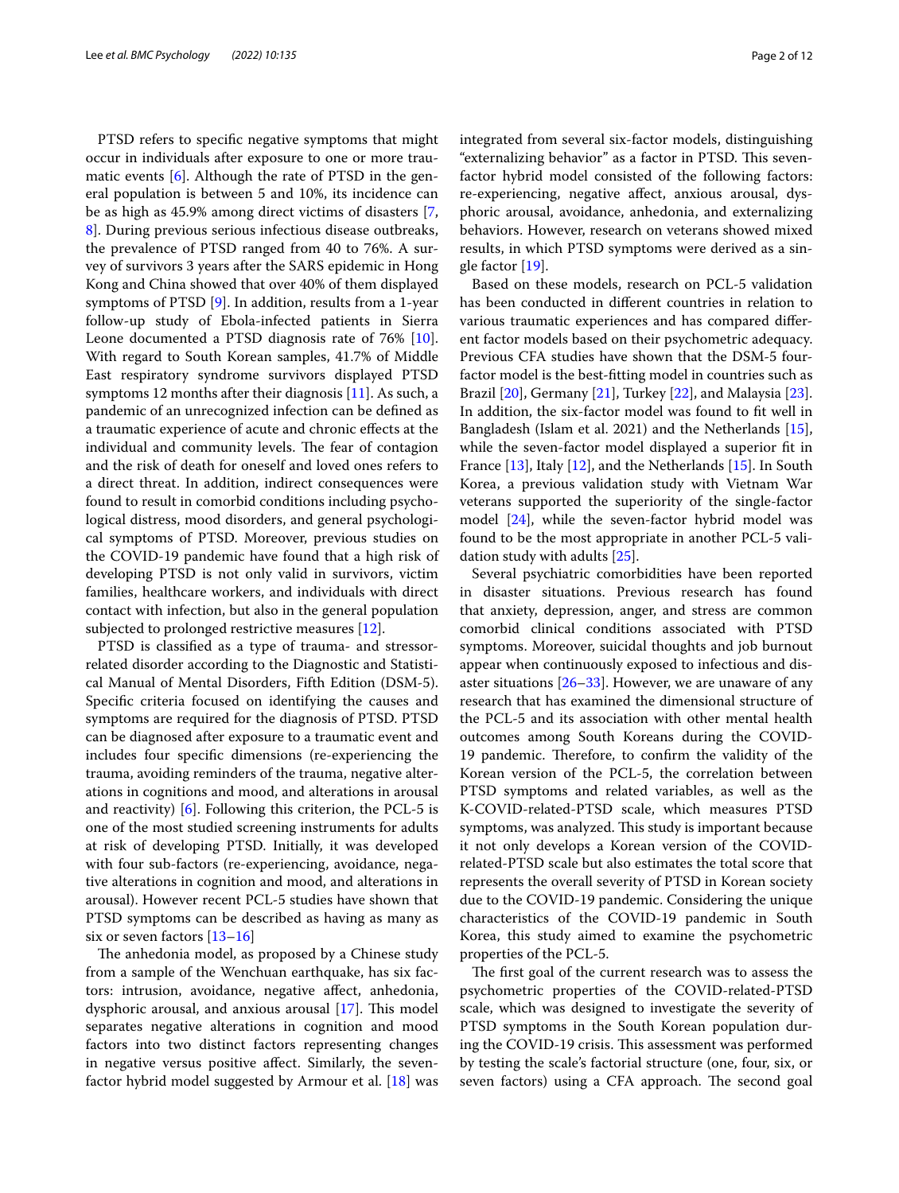PTSD refers to specific negative symptoms that might occur in individuals after exposure to one or more traumatic events [6]. Although the rate of PTSD in the general population is between 5 and 10%, its incidence can be as high as 45.9% among direct victims of disasters [7, 8]. During previous serious infectious disease outbreaks, the prevalence of PTSD ranged from 40 to 76%. A survey of survivors 3 years after the SARS epidemic in Hong Kong and China showed that over 40% of them displayed symptoms of PTSD [9]. In addition, results from a 1-year follow-up study of Ebola-infected patients in Sierra Leone documented a PTSD diagnosis rate of 76% [10]. With regard to South Korean samples, 41.7% of Middle East respiratory syndrome survivors displayed PTSD symptoms 12 months after their diagnosis [11]. As such, a pandemic of an unrecognized infection can be defined as a traumatic experience of acute and chronic effects at the individual and community levels. The fear of contagion and the risk of death for oneself and loved ones refers to a direct threat. In addition, indirect consequences were found to result in comorbid conditions including psychological distress, mood disorders, and general psychological symptoms of PTSD. Moreover, previous studies on the COVID-19 pandemic have found that a high risk of developing PTSD is not only valid in survivors, victim families, healthcare workers, and individuals with direct contact with infection, but also in the general population subjected to prolonged restrictive measures [12].

PTSD is classified as a type of trauma- and stressor-related disorder according to the Diagnostic and Statistical Manual of Mental Disorders, Fifth Edition (DSM-5). Specific criteria focused on identifying the causes and symptoms are required for the diagnosis of PTSD. PTSD can be diagnosed after exposure to a traumatic event and includes four specific dimensions (re-experiencing the trauma, avoiding reminders of the trauma, negative alterations in cognitions and mood, and alterations in arousal and reactivity) [6]. Following this criterion, the PCL-5 is one of the most studied screening instruments for adults at risk of developing PTSD. Initially, it was developed with four sub-factors (re-experiencing, avoidance, negative alterations in cognition and mood, and alterations in arousal). However recent PCL-5 studies have shown that PTSD symptoms can be described as having as many as six or seven factors [13–16]

The anhedonia model, as proposed by a Chinese study from a sample of the Wenchuan earthquake, has six factors: intrusion, avoidance, negative affect, anhedonia, dysphoric arousal, and anxious arousal [17]. This model separates negative alterations in cognition and mood factors into two distinct factors representing changes in negative versus positive affect. Similarly, the seven-factor hybrid model suggested by Armour et al. [18] was integrated from several six-factor models, distinguishing "externalizing behavior" as a factor in PTSD. This seven-factor hybrid model consisted of the following factors: re-experiencing, negative affect, anxious arousal, dysphoric arousal, avoidance, anhedonia, and externalizing behaviors. However, research on veterans showed mixed results, in which PTSD symptoms were derived as a single factor [19].

Based on these models, research on PCL-5 validation has been conducted in different countries in relation to various traumatic experiences and has compared different factor models based on their psychometric adequacy. Previous CFA studies have shown that the DSM-5 four-factor model is the best-fitting model in countries such as Brazil [20], Germany [21], Turkey [22], and Malaysia [23]. In addition, the six-factor model was found to fit well in Bangladesh (Islam et al. 2021) and the Netherlands [15], while the seven-factor model displayed a superior fit in France [13], Italy [12], and the Netherlands [15]. In South Korea, a previous validation study with Vietnam War veterans supported the superiority of the single-factor model [24], while the seven-factor hybrid model was found to be the most appropriate in another PCL-5 validation study with adults [25].

Several psychiatric comorbidities have been reported in disaster situations. Previous research has found that anxiety, depression, anger, and stress are common comorbid clinical conditions associated with PTSD symptoms. Moreover, suicidal thoughts and job burnout appear when continuously exposed to infectious and disaster situations [26–33]. However, we are unaware of any research that has examined the dimensional structure of the PCL-5 and its association with other mental health outcomes among South Koreans during the COVID-19 pandemic. Therefore, to confirm the validity of the Korean version of the PCL-5, the correlation between PTSD symptoms and related variables, as well as the K-COVID-related-PTSD scale, which measures PTSD symptoms, was analyzed. This study is important because it not only develops a Korean version of the COVID-related-PTSD scale but also estimates the total score that represents the overall severity of PTSD in Korean society due to the COVID-19 pandemic. Considering the unique characteristics of the COVID-19 pandemic in South Korea, this study aimed to examine the psychometric properties of the PCL-5.

The first goal of the current research was to assess the psychometric properties of the COVID-related-PTSD scale, which was designed to investigate the severity of PTSD symptoms in the South Korean population during the COVID-19 crisis. This assessment was performed by testing the scale's factorial structure (one, four, six, or seven factors) using a CFA approach. The second goal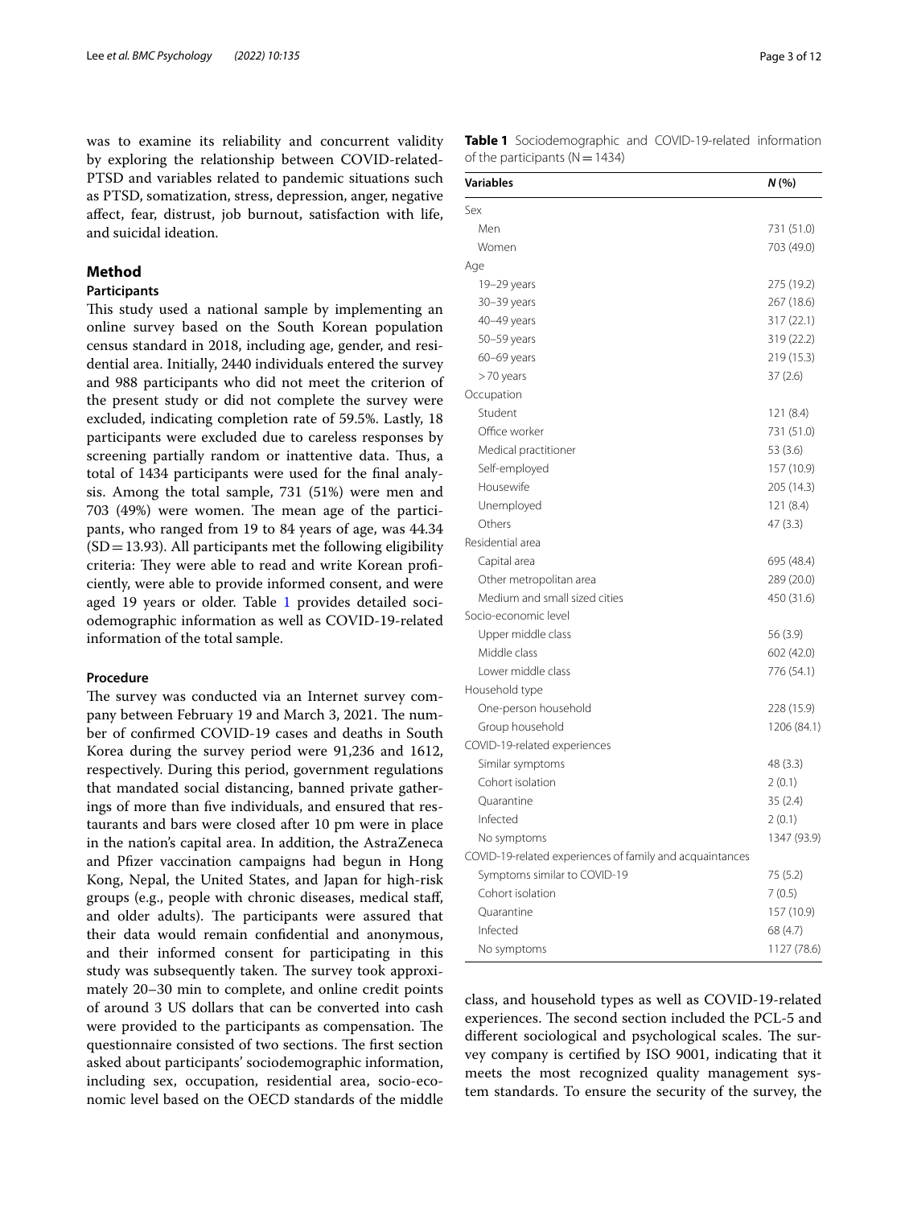was to examine its reliability and concurrent validity by exploring the relationship between COVID-related-PTSD and variables related to pandemic situations such as PTSD, somatization, stress, depression, anger, negative affect, fear, distrust, job burnout, satisfaction with life, and suicidal ideation.

## Method

### Participants

This study used a national sample by implementing an online survey based on the South Korean population census standard in 2018, including age, gender, and residential area. Initially, 2440 individuals entered the survey and 988 participants who did not meet the criterion of the present study or did not complete the survey were excluded, indicating completion rate of 59.5%. Lastly, 18 participants were excluded due to careless responses by screening partially random or inattentive data. Thus, a total of 1434 participants were used for the final analysis. Among the total sample, 731 (51%) were men and 703 (49%) were women. The mean age of the participants, who ranged from 19 to 84 years of age, was 44.34 (SD = 13.93). All participants met the following eligibility criteria: They were able to read and write Korean proficiently, were able to provide informed consent, and were aged 19 years or older. Table 1 provides detailed sociodemographic information as well as COVID-19-related information of the total sample.

### Procedure

The survey was conducted via an Internet survey company between February 19 and March 3, 2021. The number of confirmed COVID-19 cases and deaths in South Korea during the survey period were 91,236 and 1612, respectively. During this period, government regulations that mandated social distancing, banned private gatherings of more than five individuals, and ensured that restaurants and bars were closed after 10 pm were in place in the nation's capital area. In addition, the AstraZeneca and Pfizer vaccination campaigns had begun in Hong Kong, Nepal, the United States, and Japan for high-risk groups (e.g., people with chronic diseases, medical staff, and older adults). The participants were assured that their data would remain confidential and anonymous, and their informed consent for participating in this study was subsequently taken. The survey took approximately 20–30 min to complete, and online credit points of around 3 US dollars that can be converted into cash were provided to the participants as compensation. The questionnaire consisted of two sections. The first section asked about participants' sociodemographic information, including sex, occupation, residential area, socio-economic level based on the OECD standards of the middle class, and household types as well as COVID-19-related experiences. The second section included the PCL-5 and different sociological and psychological scales. The survey company is certified by ISO 9001, indicating that it meets the most recognized quality management system standards. To ensure the security of the survey, the

**Table 1** Sociodemographic and COVID-19-related information of the participants (N = 1434)

| Variables | *N* (%) |
|---|---|
| Sex | |
| Men | 731 (51.0) |
| Women | 703 (49.0) |
| Age | |
| 19–29 years | 275 (19.2) |
| 30–39 years | 267 (18.6) |
| 40–49 years | 317 (22.1) |
| 50–59 years | 319 (22.2) |
| 60–69 years | 219 (15.3) |
| > 70 years | 37 (2.6) |
| Occupation | |
| Student | 121 (8.4) |
| Office worker | 731 (51.0) |
| Medical practitioner | 53 (3.6) |
| Self-employed | 157 (10.9) |
| Housewife | 205 (14.3) |
| Unemployed | 121 (8.4) |
| Others | 47 (3.3) |
| Residential area | |
| Capital area | 695 (48.4) |
| Other metropolitan area | 289 (20.0) |
| Medium and small sized cities | 450 (31.6) |
| Socio-economic level | |
| Upper middle class | 56 (3.9) |
| Middle class | 602 (42.0) |
| Lower middle class | 776 (54.1) |
| Household type | |
| One-person household | 228 (15.9) |
| Group household | 1206 (84.1) |
| COVID-19-related experiences | |
| Similar symptoms | 48 (3.3) |
| Cohort isolation | 2 (0.1) |
| Quarantine | 35 (2.4) |
| Infected | 2 (0.1) |
| No symptoms | 1347 (93.9) |
| COVID-19-related experiences of family and acquaintances | |
| Symptoms similar to COVID-19 | 75 (5.2) |
| Cohort isolation | 7 (0.5) |
| Quarantine | 157 (10.9) |
| Infected | 68 (4.7) |
| No symptoms | 1127 (78.6) |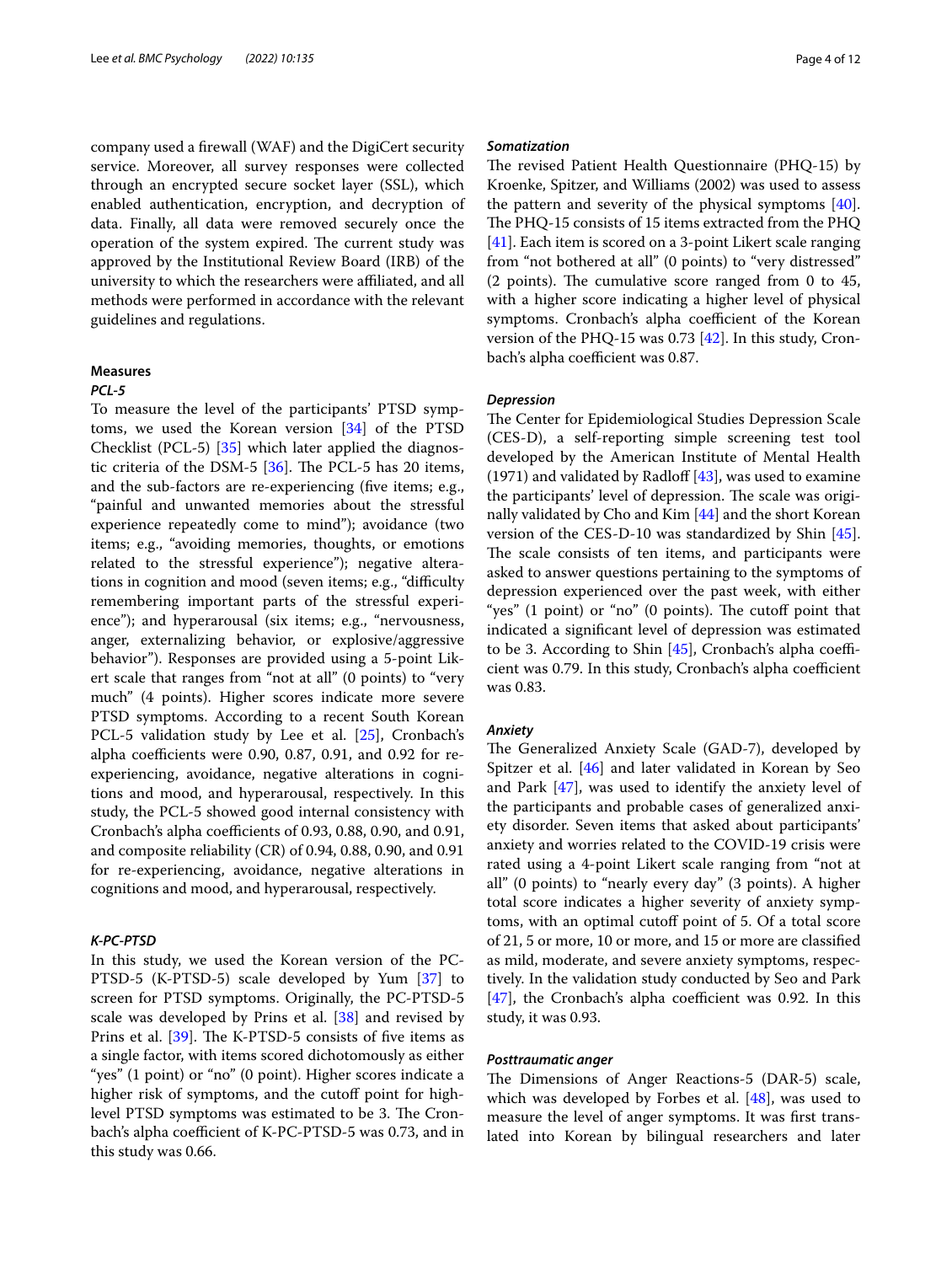company used a firewall (WAF) and the DigiCert security service. Moreover, all survey responses were collected through an encrypted secure socket layer (SSL), which enabled authentication, encryption, and decryption of data. Finally, all data were removed securely once the operation of the system expired. The current study was approved by the Institutional Review Board (IRB) of the university to which the researchers were affiliated, and all methods were performed in accordance with the relevant guidelines and regulations.

### Measures

#### *PCL-5*

To measure the level of the participants' PTSD symptoms, we used the Korean version [34] of the PTSD Checklist (PCL-5) [35] which later applied the diagnostic criteria of the DSM-5 [36]. The PCL-5 has 20 items, and the sub-factors are re-experiencing (five items; e.g., "painful and unwanted memories about the stressful experience repeatedly come to mind"); avoidance (two items; e.g., "avoiding memories, thoughts, or emotions related to the stressful experience"); negative alterations in cognition and mood (seven items; e.g., "difficulty remembering important parts of the stressful experience"); and hyperarousal (six items; e.g., "nervousness, anger, externalizing behavior, or explosive/aggressive behavior"). Responses are provided using a 5-point Likert scale that ranges from "not at all" (0 points) to "very much" (4 points). Higher scores indicate more severe PTSD symptoms. According to a recent South Korean PCL-5 validation study by Lee et al. [25], Cronbach's alpha coefficients were 0.90, 0.87, 0.91, and 0.92 for re-experiencing, avoidance, negative alterations in cognitions and mood, and hyperarousal, respectively. In this study, the PCL-5 showed good internal consistency with Cronbach's alpha coefficients of 0.93, 0.88, 0.90, and 0.91, and composite reliability (CR) of 0.94, 0.88, 0.90, and 0.91 for re-experiencing, avoidance, negative alterations in cognitions and mood, and hyperarousal, respectively.

#### *K-PC-PTSD*

In this study, we used the Korean version of the PC-PTSD-5 (K-PTSD-5) scale developed by Yum [37] to screen for PTSD symptoms. Originally, the PC-PTSD-5 scale was developed by Prins et al. [38] and revised by Prins et al. [39]. The K-PTSD-5 consists of five items as a single factor, with items scored dichotomously as either "yes" (1 point) or "no" (0 point). Higher scores indicate a higher risk of symptoms, and the cutoff point for high-level PTSD symptoms was estimated to be 3. The Cronbach's alpha coefficient of K-PC-PTSD-5 was 0.73, and in this study was 0.66.

#### *Somatization*

The revised Patient Health Questionnaire (PHQ-15) by Kroenke, Spitzer, and Williams (2002) was used to assess the pattern and severity of the physical symptoms [40]. The PHQ-15 consists of 15 items extracted from the PHQ [41]. Each item is scored on a 3-point Likert scale ranging from "not bothered at all" (0 points) to "very distressed" (2 points). The cumulative score ranged from 0 to 45, with a higher score indicating a higher level of physical symptoms. Cronbach's alpha coefficient of the Korean version of the PHQ-15 was 0.73 [42]. In this study, Cronbach's alpha coefficient was 0.87.

#### *Depression*

The Center for Epidemiological Studies Depression Scale (CES-D), a self-reporting simple screening test tool developed by the American Institute of Mental Health (1971) and validated by Radloff [43], was used to examine the participants' level of depression. The scale was originally validated by Cho and Kim [44] and the short Korean version of the CES-D-10 was standardized by Shin [45]. The scale consists of ten items, and participants were asked to answer questions pertaining to the symptoms of depression experienced over the past week, with either "yes" (1 point) or "no" (0 points). The cutoff point that indicated a significant level of depression was estimated to be 3. According to Shin [45], Cronbach's alpha coefficient was 0.79. In this study, Cronbach's alpha coefficient was 0.83.

#### *Anxiety*

The Generalized Anxiety Scale (GAD-7), developed by Spitzer et al. [46] and later validated in Korean by Seo and Park [47], was used to identify the anxiety level of the participants and probable cases of generalized anxiety disorder. Seven items that asked about participants' anxiety and worries related to the COVID-19 crisis were rated using a 4-point Likert scale ranging from "not at all" (0 points) to "nearly every day" (3 points). A higher total score indicates a higher severity of anxiety symptoms, with an optimal cutoff point of 5. Of a total score of 21, 5 or more, 10 or more, and 15 or more are classified as mild, moderate, and severe anxiety symptoms, respectively. In the validation study conducted by Seo and Park [47], the Cronbach's alpha coefficient was 0.92. In this study, it was 0.93.

#### *Posttraumatic anger*

The Dimensions of Anger Reactions-5 (DAR-5) scale, which was developed by Forbes et al. [48], was used to measure the level of anger symptoms. It was first translated into Korean by bilingual researchers and later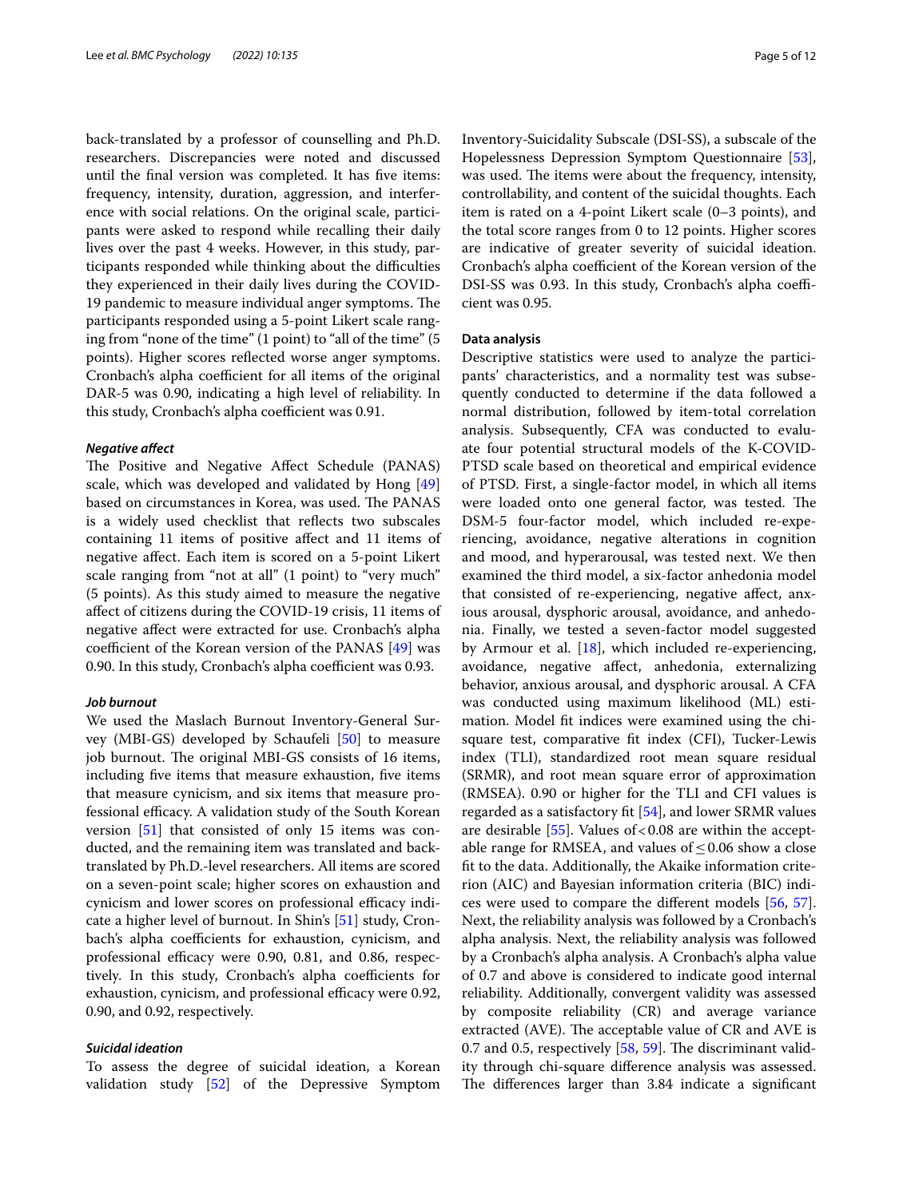back-translated by a professor of counselling and Ph.D. researchers. Discrepancies were noted and discussed until the final version was completed. It has five items: frequency, intensity, duration, aggression, and interference with social relations. On the original scale, participants were asked to respond while recalling their daily lives over the past 4 weeks. However, in this study, participants responded while thinking about the difficulties they experienced in their daily lives during the COVID-19 pandemic to measure individual anger symptoms. The participants responded using a 5-point Likert scale ranging from "none of the time" (1 point) to "all of the time" (5 points). Higher scores reflected worse anger symptoms. Cronbach's alpha coefficient for all items of the original DAR-5 was 0.90, indicating a high level of reliability. In this study, Cronbach's alpha coefficient was 0.91.

### *Negative affect*

The Positive and Negative Affect Schedule (PANAS) scale, which was developed and validated by Hong [49] based on circumstances in Korea, was used. The PANAS is a widely used checklist that reflects two subscales containing 11 items of positive affect and 11 items of negative affect. Each item is scored on a 5-point Likert scale ranging from "not at all" (1 point) to "very much" (5 points). As this study aimed to measure the negative affect of citizens during the COVID-19 crisis, 11 items of negative affect were extracted for use. Cronbach's alpha coefficient of the Korean version of the PANAS [49] was 0.90. In this study, Cronbach's alpha coefficient was 0.93.

### *Job burnout*

We used the Maslach Burnout Inventory-General Survey (MBI-GS) developed by Schaufeli [50] to measure job burnout. The original MBI-GS consists of 16 items, including five items that measure exhaustion, five items that measure cynicism, and six items that measure professional efficacy. A validation study of the South Korean version [51] that consisted of only 15 items was conducted, and the remaining item was translated and back-translated by Ph.D.-level researchers. All items are scored on a seven-point scale; higher scores on exhaustion and cynicism and lower scores on professional efficacy indicate a higher level of burnout. In Shin's [51] study, Cronbach's alpha coefficients for exhaustion, cynicism, and professional efficacy were 0.90, 0.81, and 0.86, respectively. In this study, Cronbach's alpha coefficients for exhaustion, cynicism, and professional efficacy were 0.92, 0.90, and 0.92, respectively.

### *Suicidal ideation*

To assess the degree of suicidal ideation, a Korean validation study [52] of the Depressive Symptom Inventory-Suicidality Subscale (DSI-SS), a subscale of the Hopelessness Depression Symptom Questionnaire [53], was used. The items were about the frequency, intensity, controllability, and content of the suicidal thoughts. Each item is rated on a 4-point Likert scale (0–3 points), and the total score ranges from 0 to 12 points. Higher scores are indicative of greater severity of suicidal ideation. Cronbach's alpha coefficient of the Korean version of the DSI-SS was 0.93. In this study, Cronbach's alpha coefficient was 0.95.

### Data analysis

Descriptive statistics were used to analyze the participants' characteristics, and a normality test was subsequently conducted to determine if the data followed a normal distribution, followed by item-total correlation analysis. Subsequently, CFA was conducted to evaluate four potential structural models of the K-COVID-PTSD scale based on theoretical and empirical evidence of PTSD. First, a single-factor model, in which all items were loaded onto one general factor, was tested. The DSM-5 four-factor model, which included re-experiencing, avoidance, negative alterations in cognition and mood, and hyperarousal, was tested next. We then examined the third model, a six-factor anhedonia model that consisted of re-experiencing, negative affect, anxious arousal, dysphoric arousal, avoidance, and anhedonia. Finally, we tested a seven-factor model suggested by Armour et al. [18], which included re-experiencing, avoidance, negative affect, anhedonia, externalizing behavior, anxious arousal, and dysphoric arousal. A CFA was conducted using maximum likelihood (ML) estimation. Model fit indices were examined using the chi-square test, comparative fit index (CFI), Tucker-Lewis index (TLI), standardized root mean square residual (SRMR), and root mean square error of approximation (RMSEA). 0.90 or higher for the TLI and CFI values is regarded as a satisfactory fit [54], and lower SRMR values are desirable [55]. Values of $< 0.08$ are within the acceptable range for RMSEA, and values of $\leq 0.06$ show a close fit to the data. Additionally, the Akaike information criterion (AIC) and Bayesian information criteria (BIC) indices were used to compare the different models [56, 57]. Next, the reliability analysis was followed by a Cronbach's alpha analysis. Next, the reliability analysis was followed by a Cronbach's alpha analysis. A Cronbach's alpha value of 0.7 and above is considered to indicate good internal reliability. Additionally, convergent validity was assessed by composite reliability (CR) and average variance extracted (AVE). The acceptable value of CR and AVE is 0.7 and 0.5, respectively [58, 59]. The discriminant validity through chi-square difference analysis was assessed. The differences larger than 3.84 indicate a significant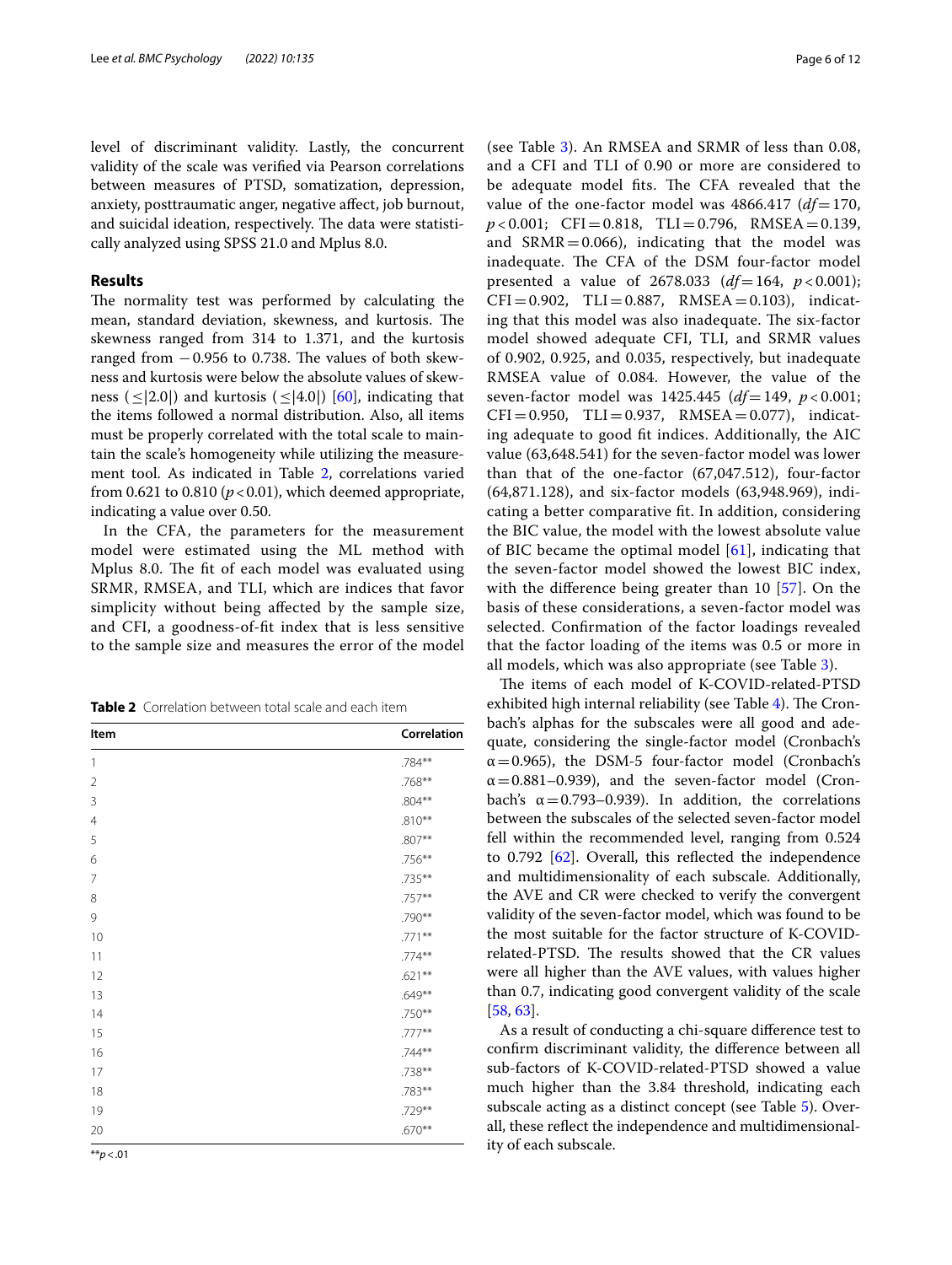level of discriminant validity. Lastly, the concurrent validity of the scale was verified via Pearson correlations between measures of PTSD, somatization, depression, anxiety, posttraumatic anger, negative affect, job burnout, and suicidal ideation, respectively. The data were statistically analyzed using SPSS 21.0 and Mplus 8.0.

## Results

The normality test was performed by calculating the mean, standard deviation, skewness, and kurtosis. The skewness ranged from 314 to 1.371, and the kurtosis ranged from −0.956 to 0.738. The values of both skewness and kurtosis were below the absolute values of skewness (≤|2.0|) and kurtosis (≤|4.0|) [60], indicating that the items followed a normal distribution. Also, all items must be properly correlated with the total scale to maintain the scale's homogeneity while utilizing the measurement tool. As indicated in Table 2, correlations varied from 0.621 to 0.810 ($p<0.01$), which deemed appropriate, indicating a value over 0.50.

In the CFA, the parameters for the measurement model were estimated using the ML method with Mplus 8.0. The fit of each model was evaluated using SRMR, RMSEA, and TLI, which are indices that favor simplicity without being affected by the sample size, and CFI, a goodness-of-fit index that is less sensitive to the sample size and measures the error of the model (see Table 3). An RMSEA and SRMR of less than 0.08, and a CFI and TLI of 0.90 or more are considered to be adequate model fits. The CFA revealed that the value of the one-factor model was 4866.417 ($df=170$, $p<0.001$; CFI = 0.818, TLI = 0.796, RMSEA = 0.139, and SRMR = 0.066), indicating that the model was inadequate. The CFA of the DSM four-factor model presented a value of 2678.033 ($df=164$, $p<0.001$); CFI = 0.902, TLI = 0.887, RMSEA = 0.103), indicating that this model was also inadequate. The six-factor model showed adequate CFI, TLI, and SRMR values of 0.902, 0.925, and 0.035, respectively, but inadequate RMSEA value of 0.084. However, the value of the seven-factor model was 1425.445 ($df=149$, $p<0.001$; CFI = 0.950, TLI = 0.937, RMSEA = 0.077), indicating adequate to good fit indices. Additionally, the AIC value (63,648.541) for the seven-factor model was lower than that of the one-factor (67,047.512), four-factor (64,871.128), and six-factor models (63,948.969), indicating a better comparative fit. In addition, considering the BIC value, the model with the lowest absolute value of BIC became the optimal model [61], indicating that the seven-factor model showed the lowest BIC index, with the difference being greater than 10 [57]. On the basis of these considerations, a seven-factor model was selected. Confirmation of the factor loadings revealed that the factor loading of the items was 0.5 or more in all models, which was also appropriate (see Table 3).

The items of each model of K-COVID-related-PTSD exhibited high internal reliability (see Table 4). The Cronbach's alphas for the subscales were all good and adequate, considering the single-factor model (Cronbach's α = 0.965), the DSM-5 four-factor model (Cronbach's α = 0.881–0.939), and the seven-factor model (Cronbach's α = 0.793–0.939). In addition, the correlations between the subscales of the selected seven-factor model fell within the recommended level, ranging from 0.524 to 0.792 [62]. Overall, this reflected the independence and multidimensionality of each subscale. Additionally, the AVE and CR were checked to verify the convergent validity of the seven-factor model, which was found to be the most suitable for the factor structure of K-COVID-related-PTSD. The results showed that the CR values were all higher than the AVE values, with values higher than 0.7, indicating good convergent validity of the scale [58, 63].

As a result of conducting a chi-square difference test to confirm discriminant validity, the difference between all sub-factors of K-COVID-related-PTSD showed a value much higher than the 3.84 threshold, indicating each subscale acting as a distinct concept (see Table 5). Overall, these reflect the independence and multidimensionality of each subscale.

**Table 2** Correlation between total scale and each item

| Item | Correlation |
|---|---|
| 1 | .784** |
| 2 | .768** |
| 3 | .804** |
| 4 | .810** |
| 5 | .807** |
| 6 | .756** |
| 7 | .735** |
| 8 | .757** |
| 9 | .790** |
| 10 | .771** |
| 11 | .774** |
| 12 | .621** |
| 13 | .649** |
| 14 | .750** |
| 15 | .777** |
| 16 | .744** |
| 17 | .738** |
| 18 | .783** |
| 19 | .729** |
| 20 | .670** |

** $p<.01$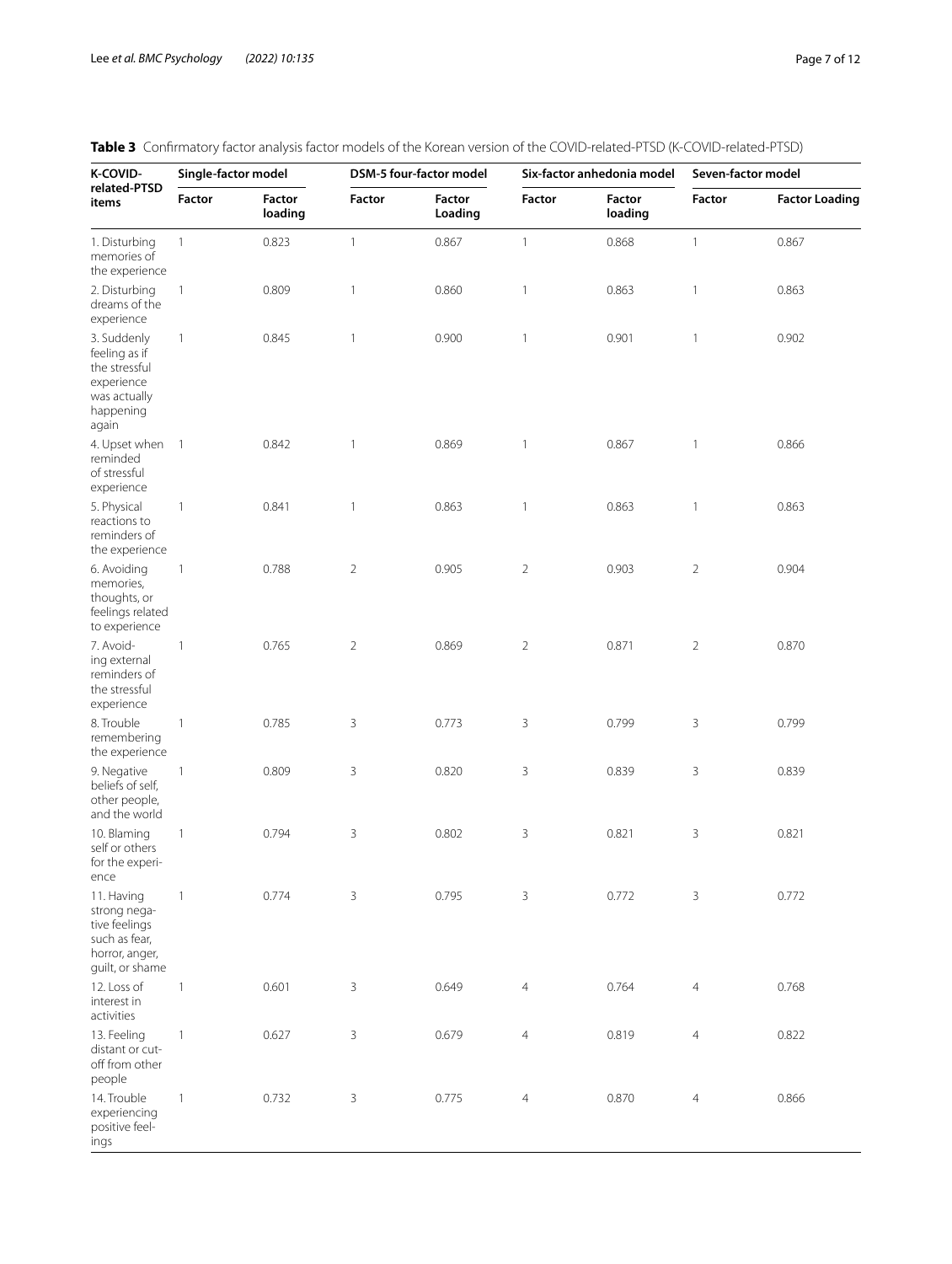**Table 3** Confirmatory factor analysis factor models of the Korean version of the COVID-related-PTSD (K-COVID-related-PTSD)

| K-COVID-related-PTSD items | Single-factor model | | DSM-5 four-factor model | | Six-factor anhedonia model | | Seven-factor model | |
|---|---|---|---|---|---|---|---|---|
| | Factor | Factor loading | Factor | Factor Loading | Factor | Factor loading | Factor | Factor Loading |
| 1. Disturbing memories of the experience | 1 | 0.823 | 1 | 0.867 | 1 | 0.868 | 1 | 0.867 |
| 2. Disturbing dreams of the experience | 1 | 0.809 | 1 | 0.860 | 1 | 0.863 | 1 | 0.863 |
| 3. Suddenly feeling as if the stressful experience was actually happening again | 1 | 0.845 | 1 | 0.900 | 1 | 0.901 | 1 | 0.902 |
| 4. Upset when reminded of stressful experience | 1 | 0.842 | 1 | 0.869 | 1 | 0.867 | 1 | 0.866 |
| 5. Physical reactions to reminders of the experience | 1 | 0.841 | 1 | 0.863 | 1 | 0.863 | 1 | 0.863 |
| 6. Avoiding memories, thoughts, or feelings related to experience | 1 | 0.788 | 2 | 0.905 | 2 | 0.903 | 2 | 0.904 |
| 7. Avoiding external reminders of the stressful experience | 1 | 0.765 | 2 | 0.869 | 2 | 0.871 | 2 | 0.870 |
| 8. Trouble remembering the experience | 1 | 0.785 | 3 | 0.773 | 3 | 0.799 | 3 | 0.799 |
| 9. Negative beliefs of self, other people, and the world | 1 | 0.809 | 3 | 0.820 | 3 | 0.839 | 3 | 0.839 |
| 10. Blaming self or others for the experience | 1 | 0.794 | 3 | 0.802 | 3 | 0.821 | 3 | 0.821 |
| 11. Having strong negative feelings such as fear, horror, anger, guilt, or shame | 1 | 0.774 | 3 | 0.795 | 3 | 0.772 | 3 | 0.772 |
| 12. Loss of interest in activities | 1 | 0.601 | 3 | 0.649 | 4 | 0.764 | 4 | 0.768 |
| 13. Feeling distant or cut-off from other people | 1 | 0.627 | 3 | 0.679 | 4 | 0.819 | 4 | 0.822 |
| 14. Trouble experiencing positive feelings | 1 | 0.732 | 3 | 0.775 | 4 | 0.870 | 4 | 0.866 |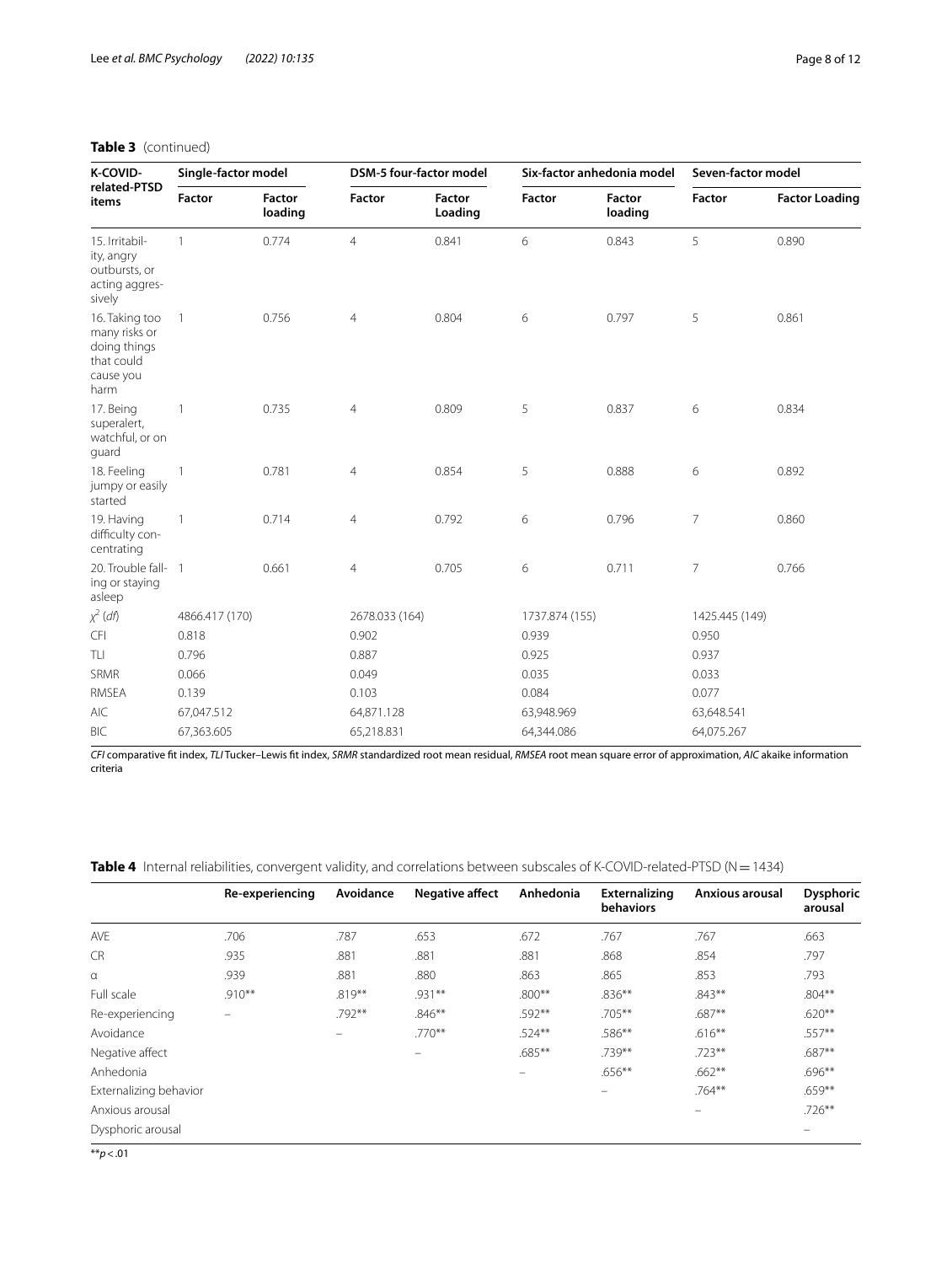**Table 3** (continued)

| K-COVID-related-PTSD items | Single-factor model | | DSM-5 four-factor model | | Six-factor anhedonia model | | Seven-factor model | |
|---|---|---|---|---|---|---|---|---|
| | Factor | Factor loading | Factor | Factor Loading | Factor | Factor loading | Factor | Factor Loading |
| 15. Irritability, angry outbursts, or acting aggressively | 1 | 0.774 | 4 | 0.841 | 6 | 0.843 | 5 | 0.890 |
| 16. Taking too many risks or doing things that could cause you harm | 1 | 0.756 | 4 | 0.804 | 6 | 0.797 | 5 | 0.861 |
| 17. Being superalert, watchful, or on guard | 1 | 0.735 | 4 | 0.809 | 5 | 0.837 | 6 | 0.834 |
| 18. Feeling jumpy or easily started | 1 | 0.781 | 4 | 0.854 | 5 | 0.888 | 6 | 0.892 |
| 19. Having difficulty concentrating | 1 | 0.714 | 4 | 0.792 | 6 | 0.796 | 7 | 0.860 |
| 20. Trouble falling or staying asleep | 1 | 0.661 | 4 | 0.705 | 6 | 0.711 | 7 | 0.766 |
| $\chi^2$ (*df*) | 4866.417 (170) | | 2678.033 (164) | | 1737.874 (155) | | 1425.445 (149) | |
| CFI | 0.818 | | 0.902 | | 0.939 | | 0.950 | |
| TLI | 0.796 | | 0.887 | | 0.925 | | 0.937 | |
| SRMR | 0.066 | | 0.049 | | 0.035 | | 0.033 | |
| RMSEA | 0.139 | | 0.103 | | 0.084 | | 0.077 | |
| AIC | 67,047.512 | | 64,871.128 | | 63,948.969 | | 63,648.541 | |
| BIC | 67,363.605 | | 65,218.831 | | 64,344.086 | | 64,075.267 | |

*CFI* comparative fit index, *TLI* Tucker–Lewis fit index, *SRMR* standardized root mean residual, *RMSEA* root mean square error of approximation, *AIC* akaike information criteria

**Table 4** Internal reliabilities, convergent validity, and correlations between subscales of K-COVID-related-PTSD (N = 1434)

| | Re-experiencing | Avoidance | Negative affect | Anhedonia | Externalizing behaviors | Anxious arousal | Dysphoric arousal |
|---|---|---|---|---|---|---|---|
| AVE | .706 | .787 | .653 | .672 | .767 | .767 | .663 |
| CR | .935 | .881 | .881 | .881 | .868 | .854 | .797 |
| α | .939 | .881 | .880 | .863 | .865 | .853 | .793 |
| Full scale | .910** | .819** | .931** | .800** | .836** | .843** | .804** |
| Re-experiencing | – | .792** | .846** | .592** | .705** | .687** | .620** |
| Avoidance | | – | .770** | .524** | .586** | .616** | .557** |
| Negative affect | | | – | .685** | .739** | .723** | .687** |
| Anhedonia | | | | – | .656** | .662** | .696** |
| Externalizing behavior | | | | | – | .764** | .659** |
| Anxious arousal | | | | | | – | .726** |
| Dysphoric arousal | | | | | | | – |

**$p < .01$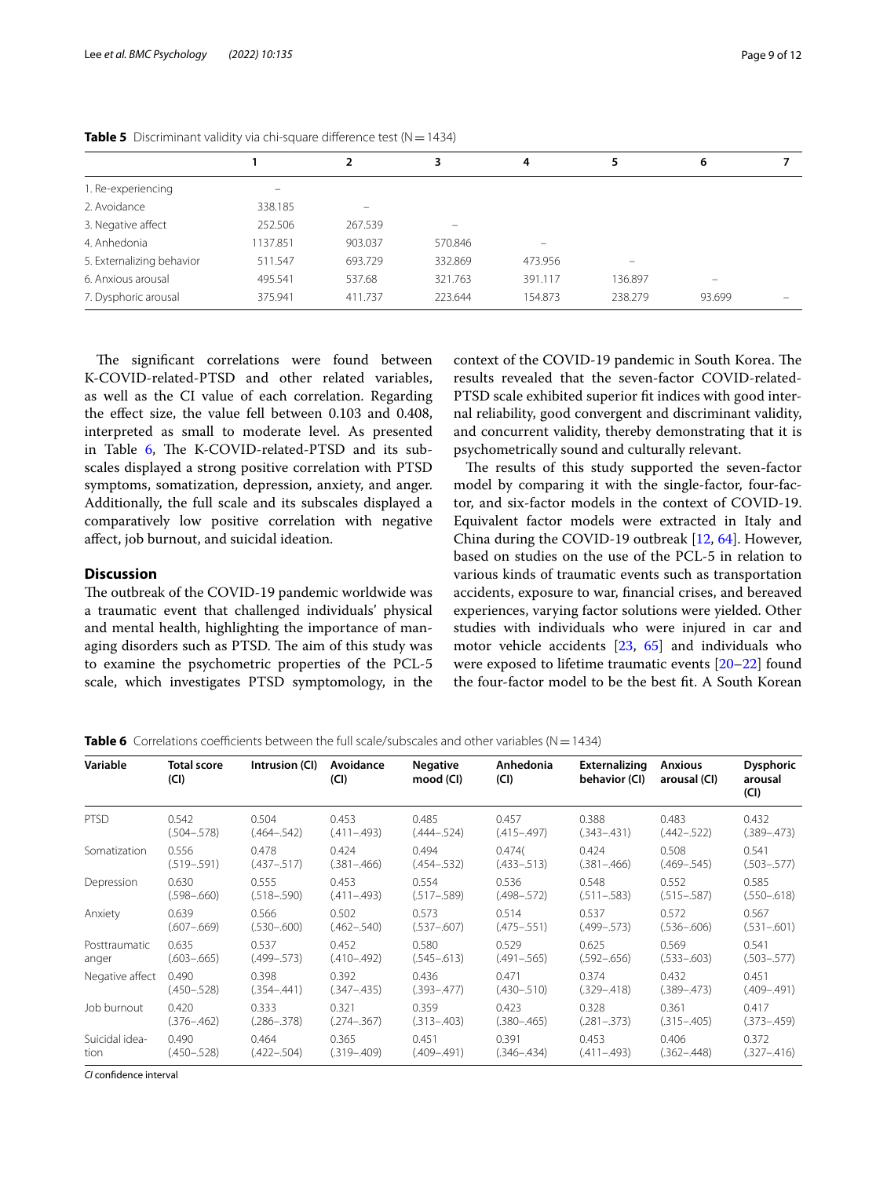**Table 5** Discriminant validity via chi-square difference test (N = 1434)

| | 1 | 2 | 3 | 4 | 5 | 6 | 7 |
|---|---|---|---|---|---|---|---|
| 1. Re-experiencing | – | | | | | | |
| 2. Avoidance | 338.185 | – | | | | | |
| 3. Negative affect | 252.506 | 267.539 | – | | | | |
| 4. Anhedonia | 1137.851 | 903.037 | 570.846 | – | | | |
| 5. Externalizing behavior | 511.547 | 693.729 | 332.869 | 473.956 | – | | |
| 6. Anxious arousal | 495.541 | 537.68 | 321.763 | 391.117 | 136.897 | – | |
| 7. Dysphoric arousal | 375.941 | 411.737 | 223.644 | 154.873 | 238.279 | 93.699 | – |

The significant correlations were found between K-COVID-related-PTSD and other related variables, as well as the CI value of each correlation. Regarding the effect size, the value fell between 0.103 and 0.408, interpreted as small to moderate level. As presented in Table 6, The K-COVID-related-PTSD and its subscales displayed a strong positive correlation with PTSD symptoms, somatization, depression, anxiety, and anger. Additionally, the full scale and its subscales displayed a comparatively low positive correlation with negative affect, job burnout, and suicidal ideation.

## Discussion

The outbreak of the COVID-19 pandemic worldwide was a traumatic event that challenged individuals' physical and mental health, highlighting the importance of managing disorders such as PTSD. The aim of this study was to examine the psychometric properties of the PCL-5 scale, which investigates PTSD symptomology, in the context of the COVID-19 pandemic in South Korea. The results revealed that the seven-factor COVID-related-PTSD scale exhibited superior fit indices with good internal reliability, good convergent and discriminant validity, and concurrent validity, thereby demonstrating that it is psychometrically sound and culturally relevant.

The results of this study supported the seven-factor model by comparing it with the single-factor, four-factor, and six-factor models in the context of COVID-19. Equivalent factor models were extracted in Italy and China during the COVID-19 outbreak [12, 64]. However, based on studies on the use of the PCL-5 in relation to various kinds of traumatic events such as transportation accidents, exposure to war, financial crises, and bereaved experiences, varying factor solutions were yielded. Other studies with individuals who were injured in car and motor vehicle accidents [23, 65] and individuals who were exposed to lifetime traumatic events [20–22] found the four-factor model to be the best fit. A South Korean

**Table 6** Correlations coefficients between the full scale/subscales and other variables (N = 1434)

| Variable | Total score (CI) | Intrusion (CI) | Avoidance (CI) | Negative mood (CI) | Anhedonia (CI) | Externalizing behavior (CI) | Anxious arousal (CI) | Dysphoric arousal (CI) |
|---|---|---|---|---|---|---|---|---|
| PTSD | 0.542 (.504–.578) | 0.504 (.464–.542) | 0.453 (.411–.493) | 0.485 (.444–.524) | 0.457 (.415–.497) | 0.388 (.343–.431) | 0.483 (.442–.522) | 0.432 (.389–.473) |
| Somatization | 0.556 (.519–.591) | 0.478 (.437–.517) | 0.424 (.381–.466) | 0.494 (.454–.532) | 0.474( (.433–.513) | 0.424 (.381–.466) | 0.508 (.469–.545) | 0.541 (.503–.577) |
| Depression | 0.630 (.598–.660) | 0.555 (.518–.590) | 0.453 (.411–.493) | 0.554 (.517–.589) | 0.536 (.498–.572) | 0.548 (.511–.583) | 0.552 (.515–.587) | 0.585 (.550–.618) |
| Anxiety | 0.639 (.607–.669) | 0.566 (.530–.600) | 0.502 (.462–.540) | 0.573 (.537–.607) | 0.514 (.475–.551) | 0.537 (.499–.573) | 0.572 (.536–.606) | 0.567 (.531–.601) |
| Posttraumatic anger | 0.635 (.603–.665) | 0.537 (.499–.573) | 0.452 (.410–.492) | 0.580 (.545–.613) | 0.529 (.491–.565) | 0.625 (.592–.656) | 0.569 (.533–.603) | 0.541 (.503–.577) |
| Negative affect | 0.490 (.450–.528) | 0.398 (.354–.441) | 0.392 (.347–.435) | 0.436 (.393–.477) | 0.471 (.430–.510) | 0.374 (.329–.418) | 0.432 (.389–.473) | 0.451 (.409–.491) |
| Job burnout | 0.420 (.376–.462) | 0.333 (.286–.378) | 0.321 (.274–.367) | 0.359 (.313–.403) | 0.423 (.380–.465) | 0.328 (.281–.373) | 0.361 (.315–.405) | 0.417 (.373–.459) |
| Suicidal ideation | 0.490 (.450–.528) | 0.464 (.422–.504) | 0.365 (.319–.409) | 0.451 (.409–.491) | 0.391 (.346–.434) | 0.453 (.411–.493) | 0.406 (.362–.448) | 0.372 (.327–.416) |

*CI* confidence interval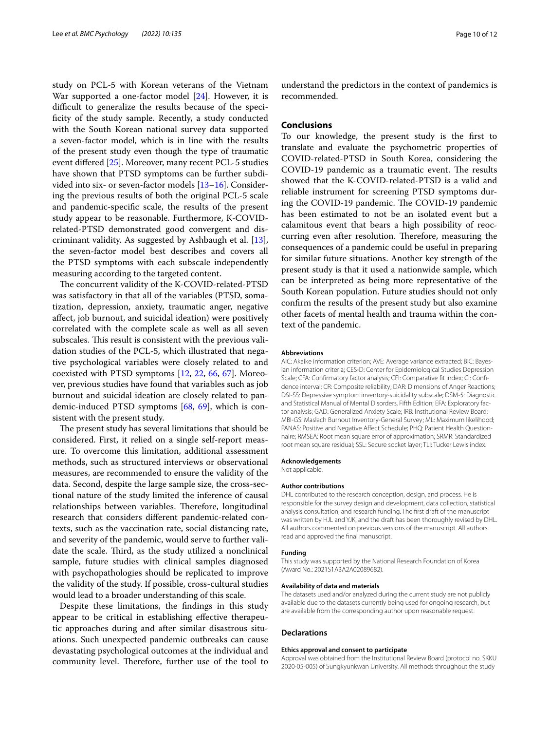study on PCL-5 with Korean veterans of the Vietnam War supported a one-factor model [24]. However, it is difficult to generalize the results because of the specificity of the study sample. Recently, a study conducted with the South Korean national survey data supported a seven-factor model, which is in line with the results of the present study even though the type of traumatic event differed [25]. Moreover, many recent PCL-5 studies have shown that PTSD symptoms can be further subdivided into six- or seven-factor models [13–16]. Considering the previous results of both the original PCL-5 scale and pandemic-specific scale, the results of the present study appear to be reasonable. Furthermore, K-COVID-related-PTSD demonstrated good convergent and discriminant validity. As suggested by Ashbaugh et al. [13], the seven-factor model best describes and covers all the PTSD symptoms with each subscale independently measuring according to the targeted content.

The concurrent validity of the K-COVID-related-PTSD was satisfactory in that all of the variables (PTSD, somatization, depression, anxiety, traumatic anger, negative affect, job burnout, and suicidal ideation) were positively correlated with the complete scale as well as all seven subscales. This result is consistent with the previous validation studies of the PCL-5, which illustrated that negative psychological variables were closely related to and coexisted with PTSD symptoms [12, 22, 66, 67]. Moreover, previous studies have found that variables such as job burnout and suicidal ideation are closely related to pandemic-induced PTSD symptoms [68, 69], which is consistent with the present study.

The present study has several limitations that should be considered. First, it relied on a single self-report measure. To overcome this limitation, additional assessment methods, such as structured interviews or observational measures, are recommended to ensure the validity of the data. Second, despite the large sample size, the cross-sectional nature of the study limited the inference of causal relationships between variables. Therefore, longitudinal research that considers different pandemic-related contexts, such as the vaccination rate, social distancing rate, and severity of the pandemic, would serve to further validate the scale. Third, as the study utilized a nonclinical sample, future studies with clinical samples diagnosed with psychopathologies should be replicated to improve the validity of the study. If possible, cross-cultural studies would lead to a broader understanding of this scale.

Despite these limitations, the findings in this study appear to be critical in establishing effective therapeutic approaches during and after similar disastrous situations. Such unexpected pandemic outbreaks can cause devastating psychological outcomes at the individual and community level. Therefore, further use of the tool to understand the predictors in the context of pandemics is recommended.

## Conclusions

To our knowledge, the present study is the first to translate and evaluate the psychometric properties of COVID-related-PTSD in South Korea, considering the COVID-19 pandemic as a traumatic event. The results showed that the K-COVID-related-PTSD is a valid and reliable instrument for screening PTSD symptoms during the COVID-19 pandemic. The COVID-19 pandemic has been estimated to not be an isolated event but a calamitous event that bears a high possibility of reoccurring even after resolution. Therefore, measuring the consequences of a pandemic could be useful in preparing for similar future situations. Another key strength of the present study is that it used a nationwide sample, which can be interpreted as being more representative of the South Korean population. Future studies should not only confirm the results of the present study but also examine other facets of mental health and trauma within the context of the pandemic.

#### Abbreviations

AIC: Akaike information criterion; AVE: Average variance extracted; BIC: Bayesian information criteria; CES-D: Center for Epidemiological Studies Depression Scale; CFA: Confirmatory factor analysis; CFI: Comparative fit index; CI: Confidence interval; CR: Composite reliability; DAR: Dimensions of Anger Reactions; DSI-SS: Depressive symptom inventory-suicidality subscale; DSM-5: Diagnostic and Statistical Manual of Mental Disorders, Fifth Edition; EFA: Exploratory factor analysis; GAD: Generalized Anxiety Scale; IRB: Institutional Review Board; MBI-GS: Maslach Burnout Inventory-General Survey; ML: Maximum likelihood; PANAS: Positive and Negative Affect Schedule; PHQ: Patient Health Questionnaire; RMSEA: Root mean square error of approximation; SRMR: Standardized root mean square residual; SSL: Secure socket layer; TLI: Tucker Lewis index.

#### Acknowledgements

Not applicable.

#### Author contributions

DHL contributed to the research conception, design, and process. He is responsible for the survey design and development, data collection, statistical analysis consultation, and research funding. The first draft of the manuscript was written by HJL and YJK, and the draft has been thoroughly revised by DHL. All authors commented on previous versions of the manuscript. All authors read and approved the final manuscript.

#### Funding

This study was supported by the National Research Foundation of Korea (Award No.: 2021S1A3A2A02089682).

#### Availability of data and materials

The datasets used and/or analyzed during the current study are not publicly available due to the datasets currently being used for ongoing research, but are available from the corresponding author upon reasonable request.

## Declarations

#### Ethics approval and consent to participate

Approval was obtained from the Institutional Review Board (protocol no. SKKU 2020-05-005) of Sungkyunkwan University. All methods throughout the study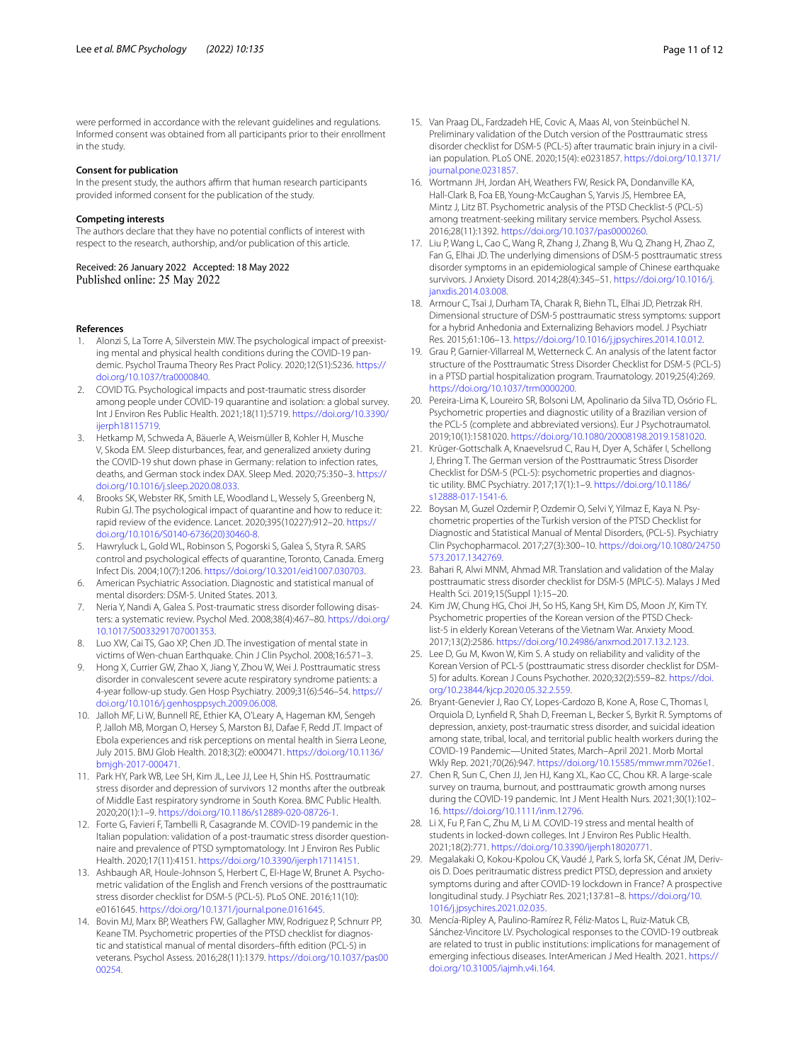were performed in accordance with the relevant guidelines and regulations. Informed consent was obtained from all participants prior to their enrollment in the study.

### Consent for publication

In the present study, the authors affirm that human research participants provided informed consent for the publication of the study.

### Competing interests

The authors declare that they have no potential conflicts of interest with respect to the research, authorship, and/or publication of this article.

Received: 26 January 2022 Accepted: 18 May 2022
Published online: 25 May 2022

### References

1. Alonzi S, La Torre A, Silverstein MW. The psychological impact of preexisting mental and physical health conditions during the COVID-19 pandemic. Psychol Trauma Theory Res Pract Policy. 2020;12(S1):S236. https://doi.org/10.1037/tra0000840.
2. COVID TG. Psychological impacts and post-traumatic stress disorder among people under COVID-19 quarantine and isolation: a global survey. Int J Environ Res Public Health. 2021;18(11):5719. https://doi.org/10.3390/ijerph18115719.
3. Hetkamp M, Schweda A, Bäuerle A, Weismüller B, Kohler H, Musche V, Skoda EM. Sleep disturbances, fear, and generalized anxiety during the COVID-19 shut down phase in Germany: relation to infection rates, deaths, and German stock index DAX. Sleep Med. 2020;75:350–3. https://doi.org/10.1016/j.sleep.2020.08.033.
4. Brooks SK, Webster RK, Smith LE, Woodland L, Wessely S, Greenberg N, Rubin GJ. The psychological impact of quarantine and how to reduce it: rapid review of the evidence. Lancet. 2020;395(10227):912–20. https://doi.org/10.1016/S0140-6736(20)30460-8.
5. Hawryluck L, Gold WL, Robinson S, Pogorski S, Galea S, Styra R. SARS control and psychological effects of quarantine, Toronto, Canada. Emerg Infect Dis. 2004;10(7):1206. https://doi.org/10.3201/eid1007.030703.
6. American Psychiatric Association. Diagnostic and statistical manual of mental disorders: DSM-5. United States. 2013.
7. Neria Y, Nandi A, Galea S. Post-traumatic stress disorder following disasters: a systematic review. Psychol Med. 2008;38(4):467–80. https://doi.org/10.1017/S0033291707001353.
8. Luo XW, Cai TS, Gao XP, Chen JD. The investigation of mental state in victims of Wen-chuan Earthquake. Chin J Clin Psychol. 2008;16:571–3.
9. Hong X, Currier GW, Zhao X, Jiang Y, Zhou W, Wei J. Posttraumatic stress disorder in convalescent severe acute respiratory syndrome patients: a 4-year follow-up study. Gen Hosp Psychiatry. 2009;31(6):546–54. https://doi.org/10.1016/j.genhosppsych.2009.06.008.
10. Jalloh MF, Li W, Bunnell RE, Ethier KA, O'Leary A, Hageman KM, Sengeh P, Jalloh MB, Morgan O, Hersey S, Marston BJ, Dafae F, Redd JT. Impact of Ebola experiences and risk perceptions on mental health in Sierra Leone, July 2015. BMJ Glob Health. 2018;3(2): e000471. https://doi.org/10.1136/bmjgh-2017-000471.
11. Park HY, Park WB, Lee SH, Kim JL, Lee JJ, Lee H, Shin HS. Posttraumatic stress disorder and depression of survivors 12 months after the outbreak of Middle East respiratory syndrome in South Korea. BMC Public Health. 2020;20(1):1–9. https://doi.org/10.1186/s12889-020-08726-1.
12. Forte G, Favieri F, Tambelli R, Casagrande M. COVID-19 pandemic in the Italian population: validation of a post-traumatic stress disorder questionnaire and prevalence of PTSD symptomatology. Int J Environ Res Public Health. 2020;17(11):4151. https://doi.org/10.3390/ijerph17114151.
13. Ashbaugh AR, Houle-Johnson S, Herbert C, El-Hage W, Brunet A. Psychometric validation of the English and French versions of the posttraumatic stress disorder checklist for DSM-5 (PCL-5). PLoS ONE. 2016;11(10): e0161645. https://doi.org/10.1371/journal.pone.0161645.
14. Bovin MJ, Marx BP, Weathers FW, Gallagher MW, Rodriguez P, Schnurr PP, Keane TM. Psychometric properties of the PTSD checklist for diagnostic and statistical manual of mental disorders–fifth edition (PCL-5) in veterans. Psychol Assess. 2016;28(11):1379. https://doi.org/10.1037/pas0000254.
15. Van Praag DL, Fardzadeh HE, Covic A, Maas AI, von Steinbüchel N. Preliminary validation of the Dutch version of the Posttraumatic stress disorder checklist for DSM-5 (PCL-5) after traumatic brain injury in a civilian population. PLoS ONE. 2020;15(4): e0231857. https://doi.org/10.1371/journal.pone.0231857.
16. Wortmann JH, Jordan AH, Weathers FW, Resick PA, Dondanville KA, Hall-Clark B, Foa EB, Young-McCaughan S, Yarvis JS, Hembree EA, Mintz J, Litz BT. Psychometric analysis of the PTSD Checklist-5 (PCL-5) among treatment-seeking military service members. Psychol Assess. 2016;28(11):1392. https://doi.org/10.1037/pas0000260.
17. Liu P, Wang L, Cao C, Wang R, Zhang J, Zhang B, Wu Q, Zhang H, Zhao Z, Fan G, Elhai JD. The underlying dimensions of DSM-5 posttraumatic stress disorder symptoms in an epidemiological sample of Chinese earthquake survivors. J Anxiety Disord. 2014;28(4):345–51. https://doi.org/10.1016/j.janxdis.2014.03.008.
18. Armour C, Tsai J, Durham TA, Charak R, Biehn TL, Elhai JD, Pietrzak RH. Dimensional structure of DSM-5 posttraumatic stress symptoms: support for a hybrid Anhedonia and Externalizing Behaviors model. J Psychiatr Res. 2015;61:106–13. https://doi.org/10.1016/j.jpsychires.2014.10.012.
19. Grau P, Garnier-Villarreal M, Wetterneck C. An analysis of the latent factor structure of the Posttraumatic Stress Disorder Checklist for DSM-5 (PCL-5) in a PTSD partial hospitalization program. Traumatology. 2019;25(4):269. https://doi.org/10.1037/trm0000200.
20. Pereira-Lima K, Loureiro SR, Bolsoni LM, Apolinario da Silva TD, Osório FL. Psychometric properties and diagnostic utility of a Brazilian version of the PCL-5 (complete and abbreviated versions). Eur J Psychotraumatol. 2019;10(1):1581020. https://doi.org/10.1080/20008198.2019.1581020.
21. Krüger-Gottschalk A, Knaevelsrud C, Rau H, Dyer A, Schäfer I, Schellong J, Ehring T. The German version of the Posttraumatic Stress Disorder Checklist for DSM-5 (PCL-5): psychometric properties and diagnostic utility. BMC Psychiatry. 2017;17(1):1–9. https://doi.org/10.1186/s12888-017-1541-6.
22. Boysan M, Guzel Ozdemir P, Ozdemir O, Selvi Y, Yilmaz E, Kaya N. Psychometric properties of the Turkish version of the PTSD Checklist for Diagnostic and Statistical Manual of Mental Disorders, (PCL-5). Psychiatry Clin Psychopharmacol. 2017;27(3):300–10. https://doi.org/10.1080/24750573.2017.1342769.
23. Bahari R, Alwi MNM, Ahmad MR. Translation and validation of the Malay posttraumatic stress disorder checklist for DSM-5 (MPLC-5). Malays J Med Health Sci. 2019;15(Suppl 1):15–20.
24. Kim JW, Chung HG, Choi JH, So HS, Kang SH, Kim DS, Moon JY, Kim TY. Psychometric properties of the Korean version of the PTSD Checklist-5 in elderly Korean Veterans of the Vietnam War. Anxiety Mood. 2017;13(2):2586. https://doi.org/10.24986/anxmod.2017.13.2.123.
25. Lee D, Gu M, Kwon W, Kim S. A study on reliability and validity of the Korean Version of PCL-5 (posttraumatic stress disorder checklist for DSM-5) for adults. Korean J Couns Psychother. 2020;32(2):559–82. https://doi.org/10.23844/kjcp.2020.05.32.2.559.
26. Bryant-Genevier J, Rao CY, Lopes-Cardozo B, Kone A, Rose C, Thomas I, Orquiola D, Lynfield R, Shah D, Freeman L, Becker S, Byrkit R. Symptoms of depression, anxiety, post-traumatic stress disorder, and suicidal ideation among state, tribal, local, and territorial public health workers during the COVID-19 Pandemic—United States, March–April 2021. Morb Mortal Wkly Rep. 2021;70(26):947. https://doi.org/10.15585/mmwr.mm7026e1.
27. Chen R, Sun C, Chen JJ, Jen HJ, Kang XL, Kao CC, Chou KR. A large-scale survey on trauma, burnout, and posttraumatic growth among nurses during the COVID-19 pandemic. Int J Ment Health Nurs. 2021;30(1):102–16. https://doi.org/10.1111/inm.12796.
28. Li X, Fu P, Fan C, Zhu M, Li M. COVID-19 stress and mental health of students in locked-down colleges. Int J Environ Res Public Health. 2021;18(2):771. https://doi.org/10.3390/ijerph18020771.
29. Megalakaki O, Kokou-Kpolou CK, Vaudé J, Park S, Iorfa SK, Cénat JM, Derivois D. Does peritraumatic distress predict PTSD, depression and anxiety symptoms during and after COVID-19 lockdown in France? A prospective longitudinal study. J Psychiatr Res. 2021;137:81–8. https://doi.org/10.1016/j.jpsychires.2021.02.035.
30. Mencía-Ripley A, Paulino-Ramírez R, Féliz-Matos L, Ruiz-Matuk CB, Sánchez-Vincitore LV. Psychological responses to the COVID-19 outbreak are related to trust in public institutions: implications for management of emerging infectious diseases. InterAmerican J Med Health. 2021. https://doi.org/10.31005/iajmh.v4i.164.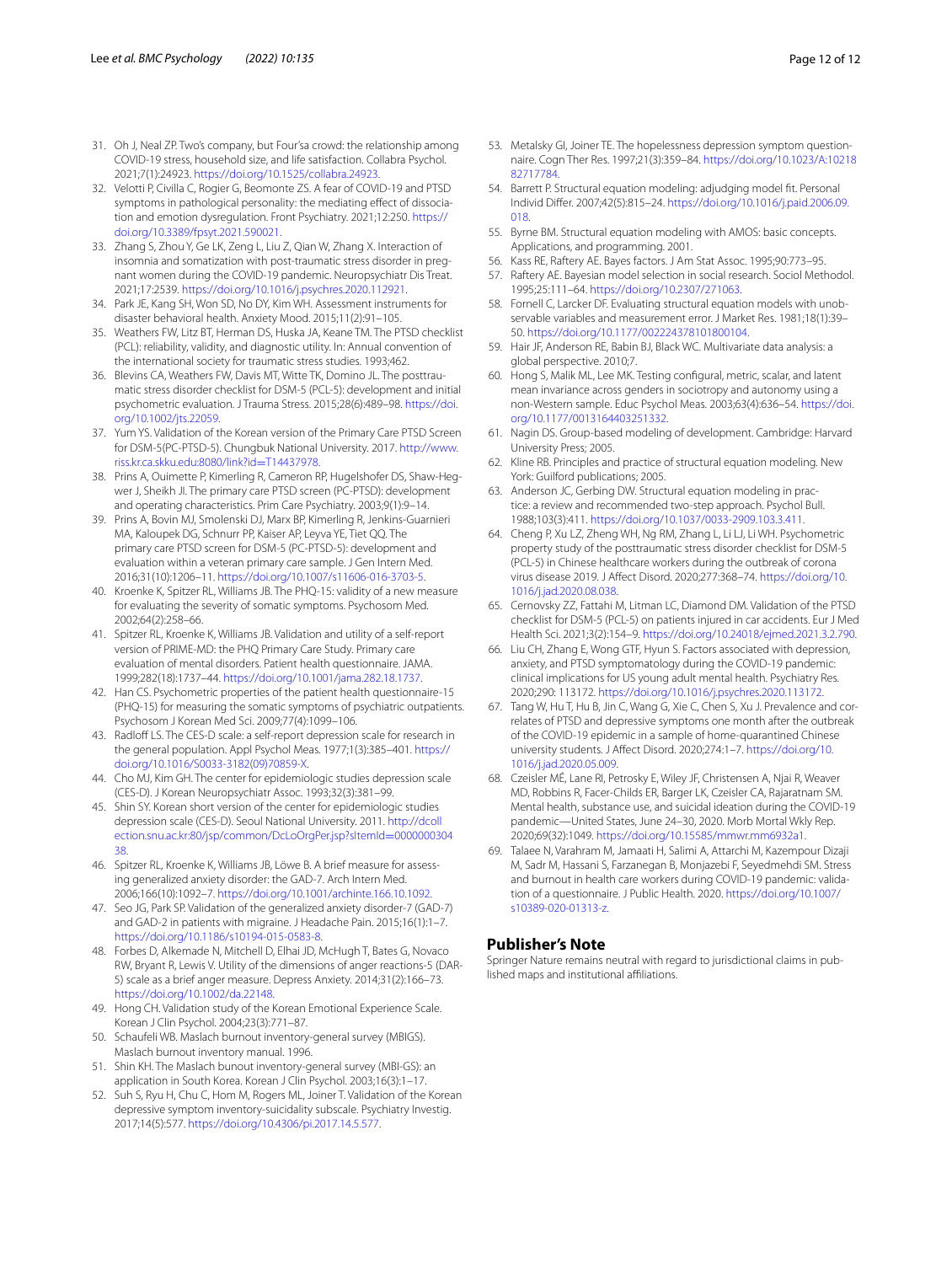31. Oh J, Neal ZP. Two's company, but Four'sa crowd: the relationship among COVID-19 stress, household size, and life satisfaction. Collabra Psychol. 2021;7(1):24923. https://doi.org/10.1525/collabra.24923.
32. Velotti P, Civilla C, Rogier G, Beomonte ZS. A fear of COVID-19 and PTSD symptoms in pathological personality: the mediating effect of dissociation and emotion dysregulation. Front Psychiatry. 2021;12:250. https://doi.org/10.3389/fpsyt.2021.590021.
33. Zhang S, Zhou Y, Ge LK, Zeng L, Liu Z, Qian W, Zhang X. Interaction of insomnia and somatization with post-traumatic stress disorder in pregnant women during the COVID-19 pandemic. Neuropsychiatr Dis Treat. 2021;17:2539. https://doi.org/10.1016/j.psychres.2020.112921.
34. Park JE, Kang SH, Won SD, No DY, Kim WH. Assessment instruments for disaster behavioral health. Anxiety Mood. 2015;11(2):91–105.
35. Weathers FW, Litz BT, Herman DS, Huska JA, Keane TM. The PTSD checklist (PCL): reliability, validity, and diagnostic utility. In: Annual convention of the international society for traumatic stress studies. 1993;462.
36. Blevins CA, Weathers FW, Davis MT, Witte TK, Domino JL. The posttraumatic stress disorder checklist for DSM-5 (PCL-5): development and initial psychometric evaluation. J Trauma Stress. 2015;28(6):489–98. https://doi.org/10.1002/jts.22059.
37. Yum YS. Validation of the Korean version of the Primary Care PTSD Screen for DSM-5(PC-PTSD-5). Chungbuk National University. 2017. http://www.riss.kr.ca.skku.edu:8080/link?id=T14437978.
38. Prins A, Ouimette P, Kimerling R, Cameron RP, Hugelshofer DS, Shaw-Hegwer J, Sheikh JI. The primary care PTSD screen (PC-PTSD): development and operating characteristics. Prim Care Psychiatry. 2003;9(1):9–14.
39. Prins A, Bovin MJ, Smolenski DJ, Marx BP, Kimerling R, Jenkins-Guarnieri MA, Kaloupek DG, Schnurr PP, Kaiser AP, Leyva YE, Tiet QQ. The primary care PTSD screen for DSM-5 (PC-PTSD-5): development and evaluation within a veteran primary care sample. J Gen Intern Med. 2016;31(10):1206–11. https://doi.org/10.1007/s11606-016-3703-5.
40. Kroenke K, Spitzer RL, Williams JB. The PHQ-15: validity of a new measure for evaluating the severity of somatic symptoms. Psychosom Med. 2002;64(2):258–66.
41. Spitzer RL, Kroenke K, Williams JB. Validation and utility of a self-report version of PRIME-MD: the PHQ Primary Care Study. Primary care evaluation of mental disorders. Patient health questionnaire. JAMA. 1999;282(18):1737–44. https://doi.org/10.1001/jama.282.18.1737.
42. Han CS. Psychometric properties of the patient health questionnaire-15 (PHQ-15) for measuring the somatic symptoms of psychiatric outpatients. Psychosom J Korean Med Sci. 2009;77(4):1099–106.
43. Radloff LS. The CES-D scale: a self-report depression scale for research in the general population. Appl Psychol Meas. 1977;1(3):385–401. https://doi.org/10.1016/S0033-3182(09)70859-X.
44. Cho MJ, Kim GH. The center for epidemiologic studies depression scale (CES-D). J Korean Neuropsychiatr Assoc. 1993;32(3):381–99.
45. Shin SY. Korean short version of the center for epidemiologic studies depression scale (CES-D). Seoul National University. 2011. http://dcollection.snu.ac.kr:80/jsp/common/DcLoOrgPer.jsp?sItemId=000000030438.
46. Spitzer RL, Kroenke K, Williams JB, Löwe B. A brief measure for assessing generalized anxiety disorder: the GAD-7. Arch Intern Med. 2006;166(10):1092–7. https://doi.org/10.1001/archinte.166.10.1092.
47. Seo JG, Park SP. Validation of the generalized anxiety disorder-7 (GAD-7) and GAD-2 in patients with migraine. J Headache Pain. 2015;16(1):1–7. https://doi.org/10.1186/s10194-015-0583-8.
48. Forbes D, Alkemade N, Mitchell D, Elhai JD, McHugh T, Bates G, Novaco RW, Bryant R, Lewis V. Utility of the dimensions of anger reactions-5 (DAR-5) scale as a brief anger measure. Depress Anxiety. 2014;31(2):166–73. https://doi.org/10.1002/da.22148.
49. Hong CH. Validation study of the Korean Emotional Experience Scale. Korean J Clin Psychol. 2004;23(3):771–87.
50. Schaufeli WB. Maslach burnout inventory-general survey (MBIGS). Maslach burnout inventory manual. 1996.
51. Shin KH. The Maslach bunout inventory-general survey (MBI-GS): an application in South Korea. Korean J Clin Psychol. 2003;16(3):1–17.
52. Suh S, Ryu H, Chu C, Hom M, Rogers ML, Joiner T. Validation of the Korean depressive symptom inventory-suicidality subscale. Psychiatry Investig. 2017;14(5):577. https://doi.org/10.4306/pi.2017.14.5.577.
53. Metalsky GI, Joiner TE. The hopelessness depression symptom questionnaire. Cogn Ther Res. 1997;21(3):359–84. https://doi.org/10.1023/A:1021882717784.
54. Barrett P. Structural equation modeling: adjudging model fit. Personal Individ Differ. 2007;42(5):815–24. https://doi.org/10.1016/j.paid.2006.09.018.
55. Byrne BM. Structural equation modeling with AMOS: basic concepts. Applications, and programming. 2001.
56. Kass RE, Raftery AE. Bayes factors. J Am Stat Assoc. 1995;90:773–95.
57. Raftery AE. Bayesian model selection in social research. Sociol Methodol. 1995;25:111–64. https://doi.org/10.2307/271063.
58. Fornell C, Larcker DF. Evaluating structural equation models with unobservable variables and measurement error. J Market Res. 1981;18(1):39–50. https://doi.org/10.1177/002224378101800104.
59. Hair JF, Anderson RE, Babin BJ, Black WC. Multivariate data analysis: a global perspective. 2010;7.
60. Hong S, Malik ML, Lee MK. Testing configural, metric, scalar, and latent mean invariance across genders in sociotropy and autonomy using a non-Western sample. Educ Psychol Meas. 2003;63(4):636–54. https://doi.org/10.1177/0013164403251332.
61. Nagin DS. Group-based modeling of development. Cambridge: Harvard University Press; 2005.
62. Kline RB. Principles and practice of structural equation modeling. New York: Guilford publications; 2005.
63. Anderson JC, Gerbing DW. Structural equation modeling in practice: a review and recommended two-step approach. Psychol Bull. 1988;103(3):411. https://doi.org/10.1037/0033-2909.103.3.411.
64. Cheng P, Xu LZ, Zheng WH, Ng RM, Zhang L, Li LJ, Li WH. Psychometric property study of the posttraumatic stress disorder checklist for DSM-5 (PCL-5) in Chinese healthcare workers during the outbreak of corona virus disease 2019. J Affect Disord. 2020;277:368–74. https://doi.org/10.1016/j.jad.2020.08.038.
65. Cernovsky ZZ, Fattahi M, Litman LC, Diamond DM. Validation of the PTSD checklist for DSM-5 (PCL-5) on patients injured in car accidents. Eur J Med Health Sci. 2021;3(2):154–9. https://doi.org/10.24018/ejmed.2021.3.2.790.
66. Liu CH, Zhang E, Wong GTF, Hyun S. Factors associated with depression, anxiety, and PTSD symptomatology during the COVID-19 pandemic: clinical implications for US young adult mental health. Psychiatry Res. 2020;290: 113172. https://doi.org/10.1016/j.psychres.2020.113172.
67. Tang W, Hu T, Hu B, Jin C, Wang G, Xie C, Chen S, Xu J. Prevalence and correlates of PTSD and depressive symptoms one month after the outbreak of the COVID-19 epidemic in a sample of home-quarantined Chinese university students. J Affect Disord. 2020;274:1–7. https://doi.org/10.1016/j.jad.2020.05.009.
68. Czeisler MÉ, Lane RI, Petrosky E, Wiley JF, Christensen A, Njai R, Weaver MD, Robbins R, Facer-Childs ER, Barger LK, Czeisler CA, Rajaratnam SM. Mental health, substance use, and suicidal ideation during the COVID-19 pandemic—United States, June 24–30, 2020. Morb Mortal Wkly Rep. 2020;69(32):1049. https://doi.org/10.15585/mmwr.mm6932a1.
69. Talaee N, Varahram M, Jamaati H, Salimi A, Attarchi M, Kazempour Dizaji M, Sadr M, Hassani S, Farzanegan B, Monjazebi F, Seyedmehdi SM. Stress and burnout in health care workers during COVID-19 pandemic: validation of a questionnaire. J Public Health. 2020. https://doi.org/10.1007/s10389-020-01313-z.

## Publisher's Note

Springer Nature remains neutral with regard to jurisdictional claims in published maps and institutional affiliations.